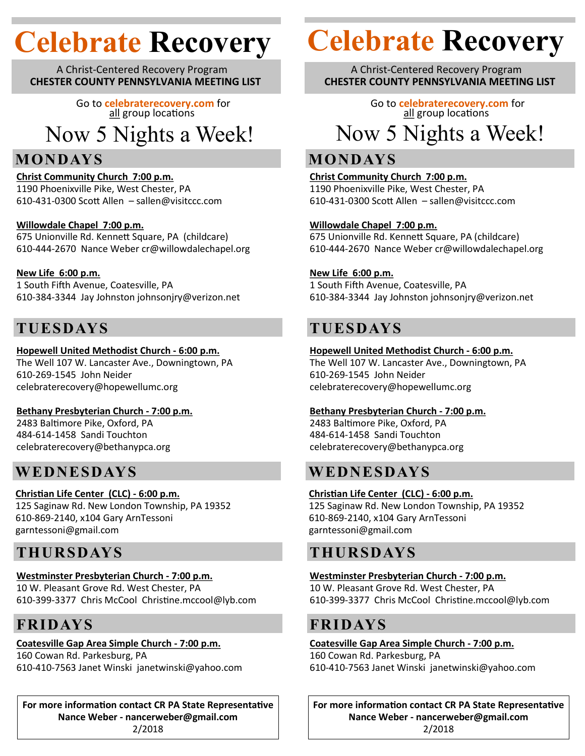# Celebrate Recovery

A Christ-Centered Recovery Program
**CHESTER COUNTY PENNSYLVANIA MEETING LIST**

Go to **celebraterecovery.com** for
all group locations

## Now 5 Nights a Week!

## MONDAYS

**Christ Community Church 7:00 p.m.**
1190 Phoenixville Pike, West Chester, PA
610-431-0300 Scott Allen – sallen@visitccc.com

**Willowdale Chapel 7:00 p.m.**
675 Unionville Rd. Kennett Square, PA (childcare)
610-444-2670 Nance Weber cr@willowdalechapel.org

**New Life 6:00 p.m.**
1 South Fifth Avenue, Coatesville, PA
610-384-3344 Jay Johnston johnsonjry@verizon.net

## TUESDAYS

**Hopewell United Methodist Church - 6:00 p.m.**
The Well 107 W. Lancaster Ave., Downingtown, PA
610-269-1545 John Neider
celebraterecovery@hopewellumc.org

**Bethany Presbyterian Church - 7:00 p.m.**
2483 Baltimore Pike, Oxford, PA
484-614-1458 Sandi Touchton
celebraterecovery@bethanypca.org

## WEDNESDAYS

**Christian Life Center (CLC) - 6:00 p.m.**
125 Saginaw Rd. New London Township, PA 19352
610-869-2140, x104 Gary ArnTessoni
garntessoni@gmail.com

## THURSDAYS

**Westminster Presbyterian Church - 7:00 p.m.**
10 W. Pleasant Grove Rd. West Chester, PA
610-399-3377 Chris McCool Christine.mccool@lyb.com

## FRIDAYS

**Coatesville Gap Area Simple Church - 7:00 p.m.**
160 Cowan Rd. Parkesburg, PA
610-410-7563 Janet Winski janetwinski@yahoo.com

**For more information contact CR PA State Representative**
**Nance Weber - nancerweber@gmail.com**
2/2018

# Celebrate Recovery

A Christ-Centered Recovery Program
**CHESTER COUNTY PENNSYLVANIA MEETING LIST**

Go to **celebraterecovery.com** for
all group locations

## Now 5 Nights a Week!

## MONDAYS

**Christ Community Church 7:00 p.m.**
1190 Phoenixville Pike, West Chester, PA
610-431-0300 Scott Allen – sallen@visitccc.com

**Willowdale Chapel 7:00 p.m.**
675 Unionville Rd. Kennett Square, PA (childcare)
610-444-2670 Nance Weber cr@willowdalechapel.org

**New Life 6:00 p.m.**
1 South Fifth Avenue, Coatesville, PA
610-384-3344 Jay Johnston johnsonjry@verizon.net

## TUESDAYS

**Hopewell United Methodist Church - 6:00 p.m.**
The Well 107 W. Lancaster Ave., Downingtown, PA
610-269-1545 John Neider
celebraterecovery@hopewellumc.org

**Bethany Presbyterian Church - 7:00 p.m.**
2483 Baltimore Pike, Oxford, PA
484-614-1458 Sandi Touchton
celebraterecovery@bethanypca.org

## WEDNESDAYS

**Christian Life Center (CLC) - 6:00 p.m.**
125 Saginaw Rd. New London Township, PA 19352
610-869-2140, x104 Gary ArnTessoni
garntessoni@gmail.com

## THURSDAYS

**Westminster Presbyterian Church - 7:00 p.m.**
10 W. Pleasant Grove Rd. West Chester, PA
610-399-3377 Chris McCool Christine.mccool@lyb.com

## FRIDAYS

**Coatesville Gap Area Simple Church - 7:00 p.m.**
160 Cowan Rd. Parkesburg, PA
610-410-7563 Janet Winski janetwinski@yahoo.com

**For more information contact CR PA State Representative**
**Nance Weber - nancerweber@gmail.com**
2/2018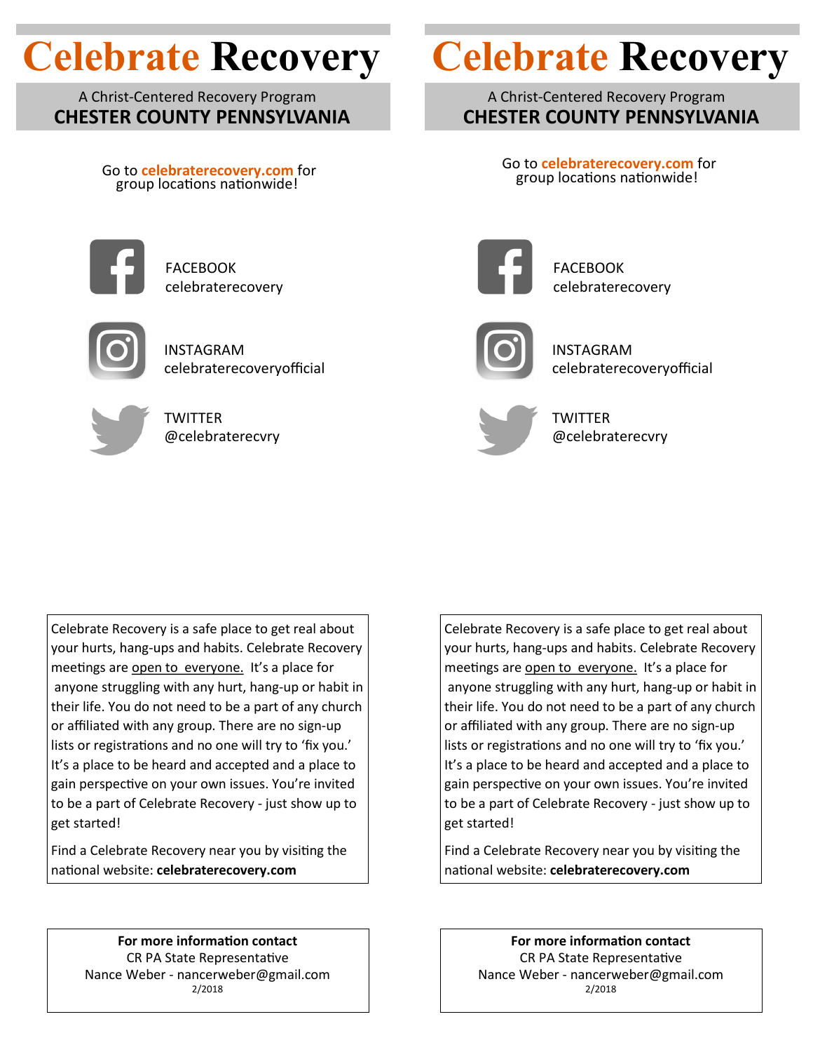# Celebrate Recovery

A Christ-Centered Recovery Program

## CHESTER COUNTY PENNSYLVANIA

Go to **celebraterecovery.com** for group locations nationwide!

FACEBOOK
celebraterecovery

INSTAGRAM
celebraterecoveryofficial

TWITTER
@celebraterecvry

Celebrate Recovery is a safe place to get real about your hurts, hang-ups and habits. Celebrate Recovery meetings are open to everyone. It's a place for anyone struggling with any hurt, hang-up or habit in their life. You do not need to be a part of any church or affiliated with any group. There are no sign-up lists or registrations and no one will try to 'fix you.' It's a place to be heard and accepted and a place to gain perspective on your own issues. You're invited to be a part of Celebrate Recovery - just show up to get started!

Find a Celebrate Recovery near you by visiting the national website: **celebraterecovery.com**

**For more information contact**
CR PA State Representative
Nance Weber - nancerweber@gmail.com
2/2018

# Celebrate Recovery

A Christ-Centered Recovery Program

## CHESTER COUNTY PENNSYLVANIA

Go to **celebraterecovery.com** for group locations nationwide!

FACEBOOK
celebraterecovery

INSTAGRAM
celebraterecoveryofficial

TWITTER
@celebraterecvry

Celebrate Recovery is a safe place to get real about your hurts, hang-ups and habits. Celebrate Recovery meetings are open to everyone. It's a place for anyone struggling with any hurt, hang-up or habit in their life. You do not need to be a part of any church or affiliated with any group. There are no sign-up lists or registrations and no one will try to 'fix you.' It's a place to be heard and accepted and a place to gain perspective on your own issues. You're invited to be a part of Celebrate Recovery - just show up to get started!

Find a Celebrate Recovery near you by visiting the national website: **celebraterecovery.com**

**For more information contact**
CR PA State Representative
Nance Weber - nancerweber@gmail.com
2/2018